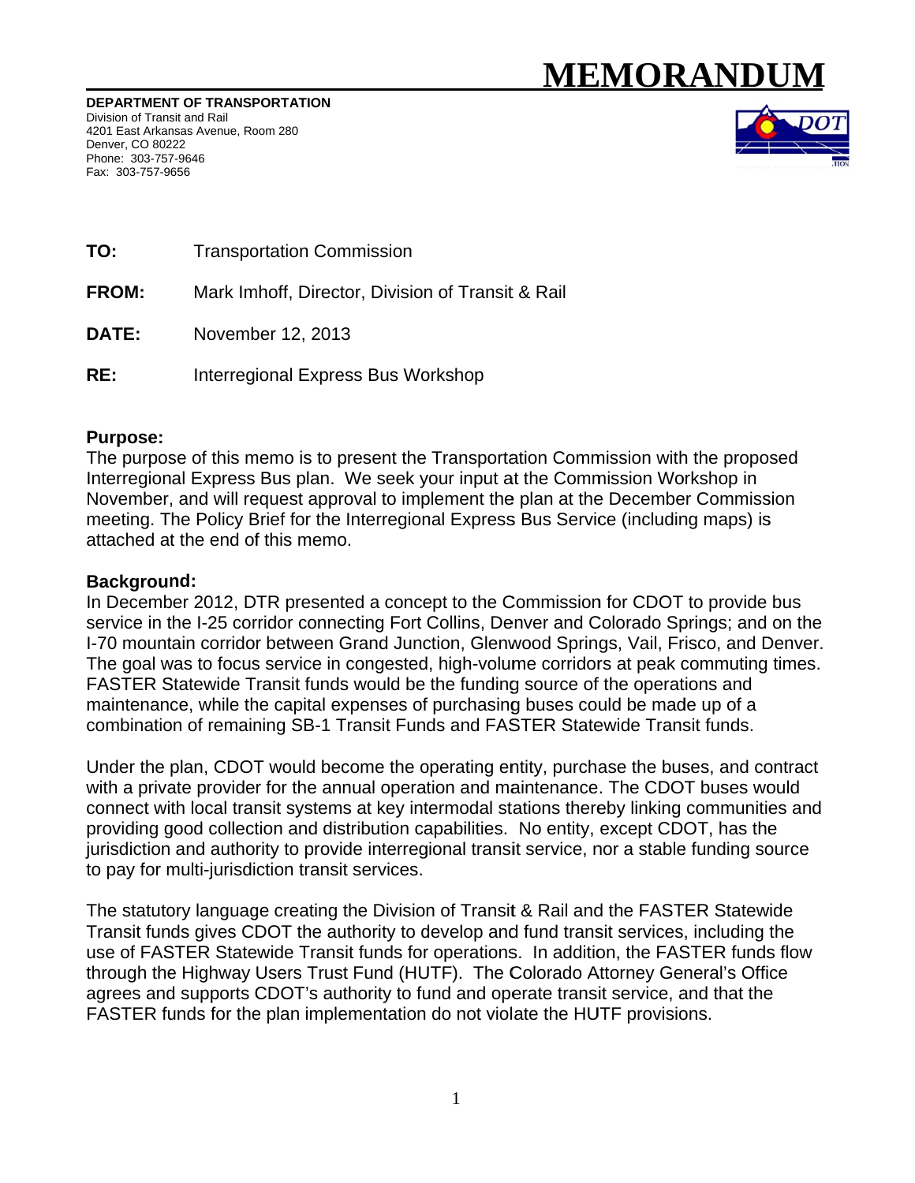# MEMORANDUM

**DEPARTMENT OF TRANSPORTATION**
Division of Transit and Rail
4201 East Arkansas Avenue, Room 280
Denver, CO 80222
Phone: 303-757-9646
Fax: 303-757-9656

**TO:** Transportation Commission

**FROM:** Mark Imhoff, Director, Division of Transit & Rail

**DATE:** November 12, 2013

**RE:** Interregional Express Bus Workshop

**Purpose:**
The purpose of this memo is to present the Transportation Commission with the proposed Interregional Express Bus plan. We seek your input at the Commission Workshop in November, and will request approval to implement the plan at the December Commission meeting. The Policy Brief for the Interregional Express Bus Service (including maps) is attached at the end of this memo.

**Background:**
In December 2012, DTR presented a concept to the Commission for CDOT to provide bus service in the I-25 corridor connecting Fort Collins, Denver and Colorado Springs; and on the I-70 mountain corridor between Grand Junction, Glenwood Springs, Vail, Frisco, and Denver. The goal was to focus service in congested, high-volume corridors at peak commuting times. FASTER Statewide Transit funds would be the funding source of the operations and maintenance, while the capital expenses of purchasing buses could be made up of a combination of remaining SB-1 Transit Funds and FASTER Statewide Transit funds.

Under the plan, CDOT would become the operating entity, purchase the buses, and contract with a private provider for the annual operation and maintenance. The CDOT buses would connect with local transit systems at key intermodal stations thereby linking communities and providing good collection and distribution capabilities. No entity, except CDOT, has the jurisdiction and authority to provide interregional transit service, nor a stable funding source to pay for multi-jurisdiction transit services.

The statutory language creating the Division of Transit & Rail and the FASTER Statewide Transit funds gives CDOT the authority to develop and fund transit services, including the use of FASTER Statewide Transit funds for operations. In addition, the FASTER funds flow through the Highway Users Trust Fund (HUTF). The Colorado Attorney General's Office agrees and supports CDOT's authority to fund and operate transit service, and that the FASTER funds for the plan implementation do not violate the HUTF provisions.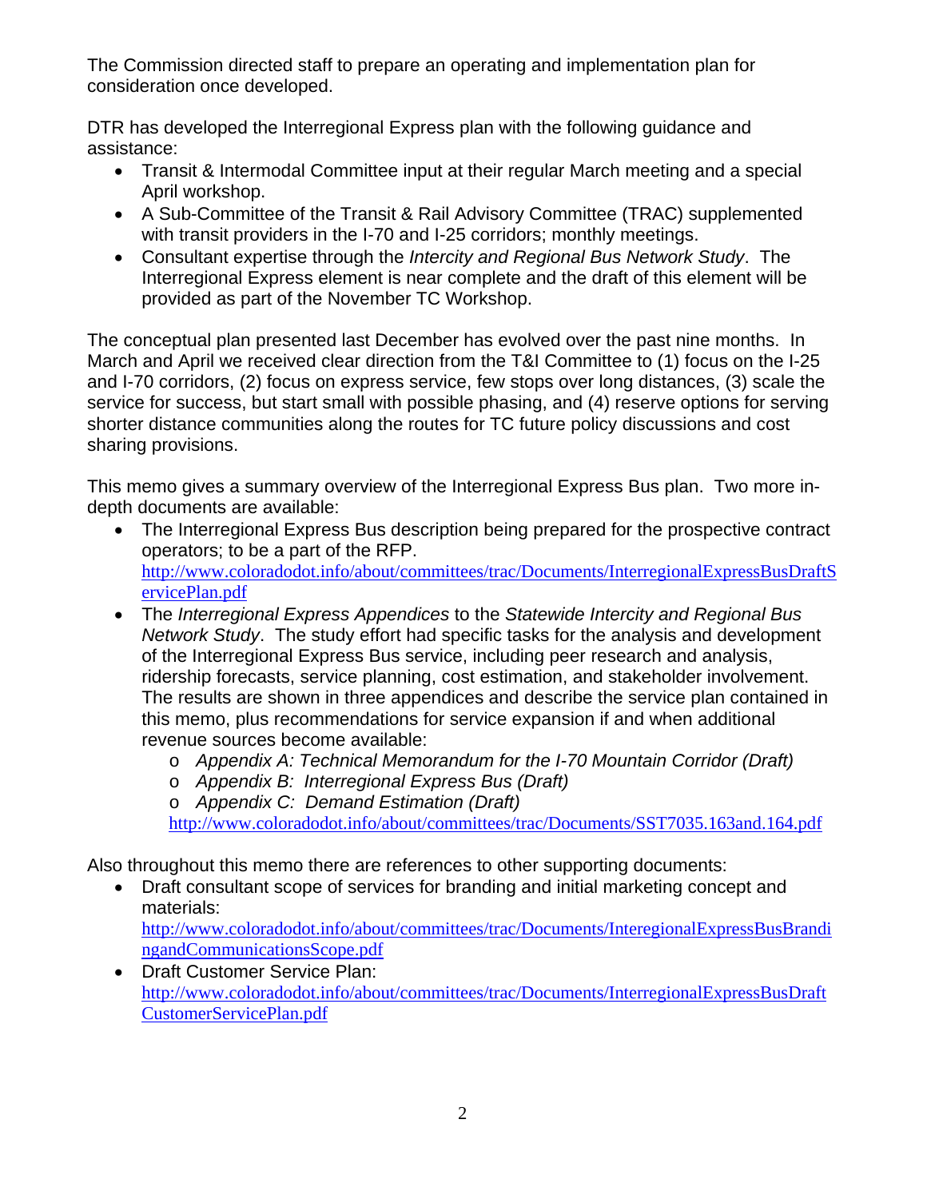The Commission directed staff to prepare an operating and implementation plan for consideration once developed.

DTR has developed the Interregional Express plan with the following guidance and assistance:

- Transit & Intermodal Committee input at their regular March meeting and a special April workshop.
- A Sub-Committee of the Transit & Rail Advisory Committee (TRAC) supplemented with transit providers in the I-70 and I-25 corridors; monthly meetings.
- Consultant expertise through the *Intercity and Regional Bus Network Study*. The Interregional Express element is near complete and the draft of this element will be provided as part of the November TC Workshop.

The conceptual plan presented last December has evolved over the past nine months. In March and April we received clear direction from the T&I Committee to (1) focus on the I-25 and I-70 corridors, (2) focus on express service, few stops over long distances, (3) scale the service for success, but start small with possible phasing, and (4) reserve options for serving shorter distance communities along the routes for TC future policy discussions and cost sharing provisions.

This memo gives a summary overview of the Interregional Express Bus plan. Two more in-depth documents are available:

- The Interregional Express Bus description being prepared for the prospective contract operators; to be a part of the RFP. http://www.coloradodot.info/about/committees/trac/Documents/InterregionalExpressBusDraftServicePlan.pdf
- The *Interregional Express Appendices* to the *Statewide Intercity and Regional Bus Network Study*. The study effort had specific tasks for the analysis and development of the Interregional Express Bus service, including peer research and analysis, ridership forecasts, service planning, cost estimation, and stakeholder involvement. The results are shown in three appendices and describe the service plan contained in this memo, plus recommendations for service expansion if and when additional revenue sources become available:
  - *Appendix A: Technical Memorandum for the I-70 Mountain Corridor (Draft)*
  - *Appendix B: Interregional Express Bus (Draft)*
  - *Appendix C: Demand Estimation (Draft)*

  http://www.coloradodot.info/about/committees/trac/Documents/SST7035.163and.164.pdf

Also throughout this memo there are references to other supporting documents:

- Draft consultant scope of services for branding and initial marketing concept and materials: http://www.coloradodot.info/about/committees/trac/Documents/InteregionalExpressBusBrandingandCommunicationsScope.pdf
- Draft Customer Service Plan: http://www.coloradodot.info/about/committees/trac/Documents/InterregionalExpressBusDraftCustomerServicePlan.pdf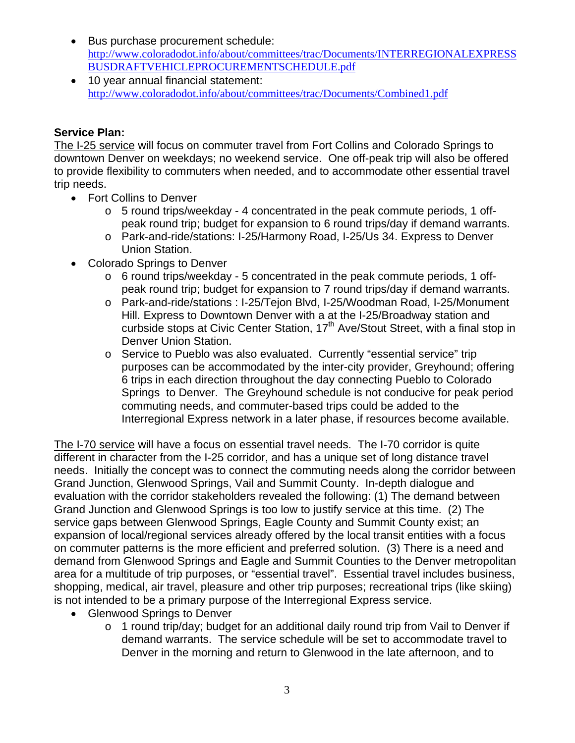- Bus purchase procurement schedule: http://www.coloradodot.info/about/committees/trac/Documents/INTERREGIONALEXPRESSBUSDRAFTVEHICLEPROCUREMENTSCHEDULE.pdf
- 10 year annual financial statement: http://www.coloradodot.info/about/committees/trac/Documents/Combined1.pdf

**Service Plan:**

The I-25 service will focus on commuter travel from Fort Collins and Colorado Springs to downtown Denver on weekdays; no weekend service. One off-peak trip will also be offered to provide flexibility to commuters when needed, and to accommodate other essential travel trip needs.

- Fort Collins to Denver
  - 5 round trips/weekday - 4 concentrated in the peak commute periods, 1 off-peak round trip; budget for expansion to 6 round trips/day if demand warrants.
  - Park-and-ride/stations: I-25/Harmony Road, I-25/Us 34. Express to Denver Union Station.
- Colorado Springs to Denver
  - 6 round trips/weekday - 5 concentrated in the peak commute periods, 1 off-peak round trip; budget for expansion to 7 round trips/day if demand warrants.
  - Park-and-ride/stations : I-25/Tejon Blvd, I-25/Woodman Road, I-25/Monument Hill. Express to Downtown Denver with a at the I-25/Broadway station and curbside stops at Civic Center Station, 17th Ave/Stout Street, with a final stop in Denver Union Station.
  - Service to Pueblo was also evaluated. Currently "essential service" trip purposes can be accommodated by the inter-city provider, Greyhound; offering 6 trips in each direction throughout the day connecting Pueblo to Colorado Springs to Denver. The Greyhound schedule is not conducive for peak period commuting needs, and commuter-based trips could be added to the Interregional Express network in a later phase, if resources become available.

The I-70 service will have a focus on essential travel needs. The I-70 corridor is quite different in character from the I-25 corridor, and has a unique set of long distance travel needs. Initially the concept was to connect the commuting needs along the corridor between Grand Junction, Glenwood Springs, Vail and Summit County. In-depth dialogue and evaluation with the corridor stakeholders revealed the following: (1) The demand between Grand Junction and Glenwood Springs is too low to justify service at this time. (2) The service gaps between Glenwood Springs, Eagle County and Summit County exist; an expansion of local/regional services already offered by the local transit entities with a focus on commuter patterns is the more efficient and preferred solution. (3) There is a need and demand from Glenwood Springs and Eagle and Summit Counties to the Denver metropolitan area for a multitude of trip purposes, or "essential travel". Essential travel includes business, shopping, medical, air travel, pleasure and other trip purposes; recreational trips (like skiing) is not intended to be a primary purpose of the Interregional Express service.

- Glenwood Springs to Denver
  - 1 round trip/day; budget for an additional daily round trip from Vail to Denver if demand warrants. The service schedule will be set to accommodate travel to Denver in the morning and return to Glenwood in the late afternoon, and to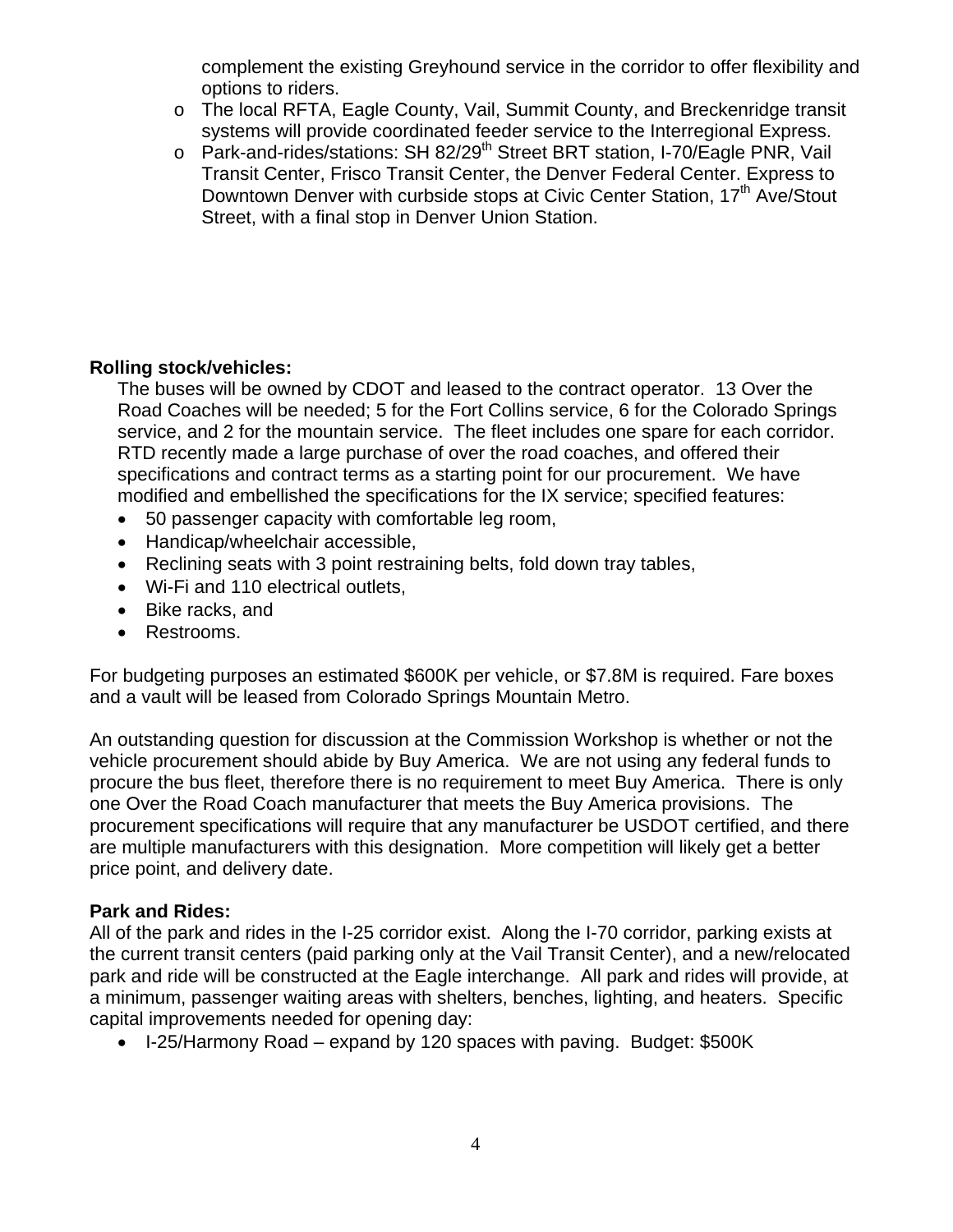complement the existing Greyhound service in the corridor to offer flexibility and options to riders.

- The local RFTA, Eagle County, Vail, Summit County, and Breckenridge transit systems will provide coordinated feeder service to the Interregional Express.
- Park-and-rides/stations: SH 82/29th Street BRT station, I-70/Eagle PNR, Vail Transit Center, Frisco Transit Center, the Denver Federal Center. Express to Downtown Denver with curbside stops at Civic Center Station, 17th Ave/Stout Street, with a final stop in Denver Union Station.

**Rolling stock/vehicles:**

The buses will be owned by CDOT and leased to the contract operator. 13 Over the Road Coaches will be needed; 5 for the Fort Collins service, 6 for the Colorado Springs service, and 2 for the mountain service. The fleet includes one spare for each corridor. RTD recently made a large purchase of over the road coaches, and offered their specifications and contract terms as a starting point for our procurement. We have modified and embellished the specifications for the IX service; specified features:

- 50 passenger capacity with comfortable leg room,
- Handicap/wheelchair accessible,
- Reclining seats with 3 point restraining belts, fold down tray tables,
- Wi-Fi and 110 electrical outlets,
- Bike racks, and
- Restrooms.

For budgeting purposes an estimated $600K per vehicle, or $7.8M is required. Fare boxes and a vault will be leased from Colorado Springs Mountain Metro.

An outstanding question for discussion at the Commission Workshop is whether or not the vehicle procurement should abide by Buy America. We are not using any federal funds to procure the bus fleet, therefore there is no requirement to meet Buy America. There is only one Over the Road Coach manufacturer that meets the Buy America provisions. The procurement specifications will require that any manufacturer be USDOT certified, and there are multiple manufacturers with this designation. More competition will likely get a better price point, and delivery date.

**Park and Rides:**

All of the park and rides in the I-25 corridor exist. Along the I-70 corridor, parking exists at the current transit centers (paid parking only at the Vail Transit Center), and a new/relocated park and ride will be constructed at the Eagle interchange. All park and rides will provide, at a minimum, passenger waiting areas with shelters, benches, lighting, and heaters. Specific capital improvements needed for opening day:

- I-25/Harmony Road – expand by 120 spaces with paving. Budget: $500K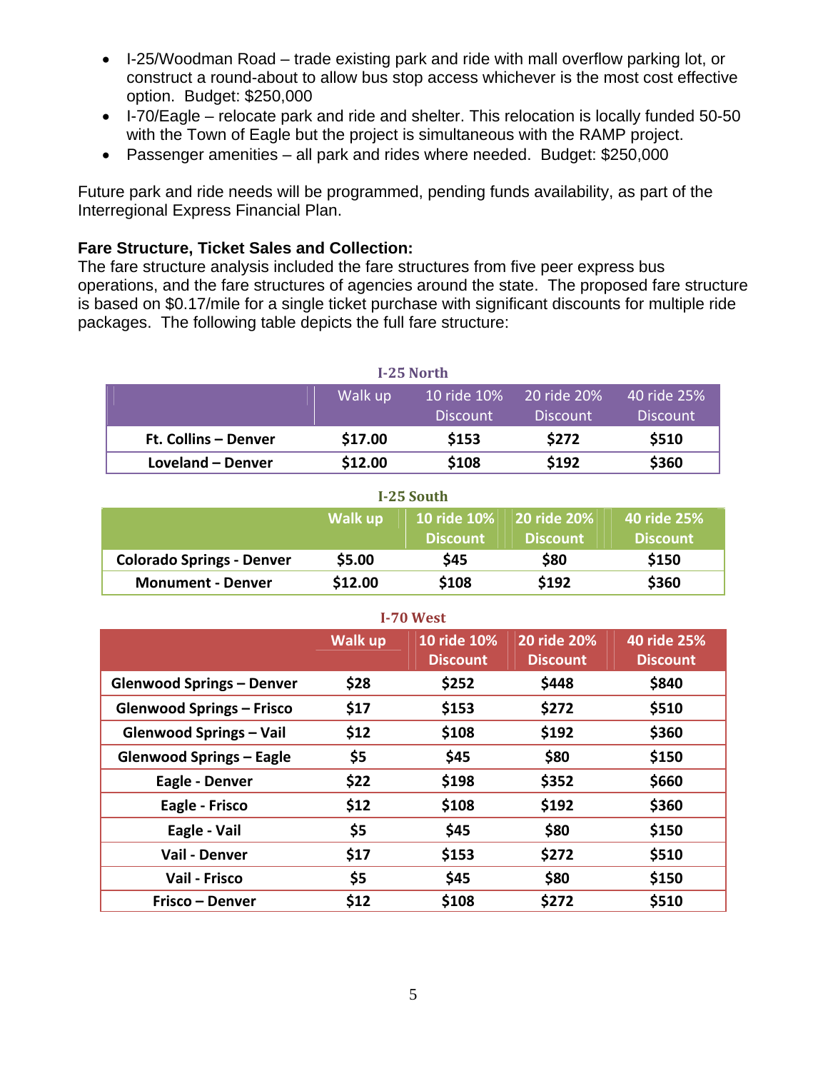- I-25/Woodman Road – trade existing park and ride with mall overflow parking lot, or construct a round-about to allow bus stop access whichever is the most cost effective option. Budget: $250,000
- I-70/Eagle – relocate park and ride and shelter. This relocation is locally funded 50-50 with the Town of Eagle but the project is simultaneous with the RAMP project.
- Passenger amenities – all park and rides where needed. Budget: $250,000

Future park and ride needs will be programmed, pending funds availability, as part of the Interregional Express Financial Plan.

**Fare Structure, Ticket Sales and Collection:**

The fare structure analysis included the fare structures from five peer express bus operations, and the fare structures of agencies around the state. The proposed fare structure is based on $0.17/mile for a single ticket purchase with significant discounts for multiple ride packages. The following table depicts the full fare structure:

**I-25 North**

| | Walk up | 10 ride 10% Discount | 20 ride 20% Discount | 40 ride 25% Discount |
|---|---|---|---|---|
| **Ft. Collins – Denver** | **$17.00** | **$153** | **$272** | **$510** |
| **Loveland – Denver** | **$12.00** | **$108** | **$192** | **$360** |

**I-25 South**

| | Walk up | 10 ride 10% Discount | 20 ride 20% Discount | 40 ride 25% Discount |
|---|---|---|---|---|
| **Colorado Springs - Denver** | **$5.00** | **$45** | **$80** | **$150** |
| **Monument - Denver** | **$12.00** | **$108** | **$192** | **$360** |

**I-70 West**

| | Walk up | 10 ride 10% Discount | 20 ride 20% Discount | 40 ride 25% Discount |
|---|---|---|---|---|
| **Glenwood Springs – Denver** | **$28** | **$252** | **$448** | **$840** |
| **Glenwood Springs – Frisco** | **$17** | **$153** | **$272** | **$510** |
| **Glenwood Springs – Vail** | **$12** | **$108** | **$192** | **$360** |
| **Glenwood Springs – Eagle** | **$5** | **$45** | **$80** | **$150** |
| **Eagle - Denver** | **$22** | **$198** | **$352** | **$660** |
| **Eagle - Frisco** | **$12** | **$108** | **$192** | **$360** |
| **Eagle - Vail** | **$5** | **$45** | **$80** | **$150** |
| **Vail - Denver** | **$17** | **$153** | **$272** | **$510** |
| **Vail - Frisco** | **$5** | **$45** | **$80** | **$150** |
| **Frisco – Denver** | **$12** | **$108** | **$272** | **$510** |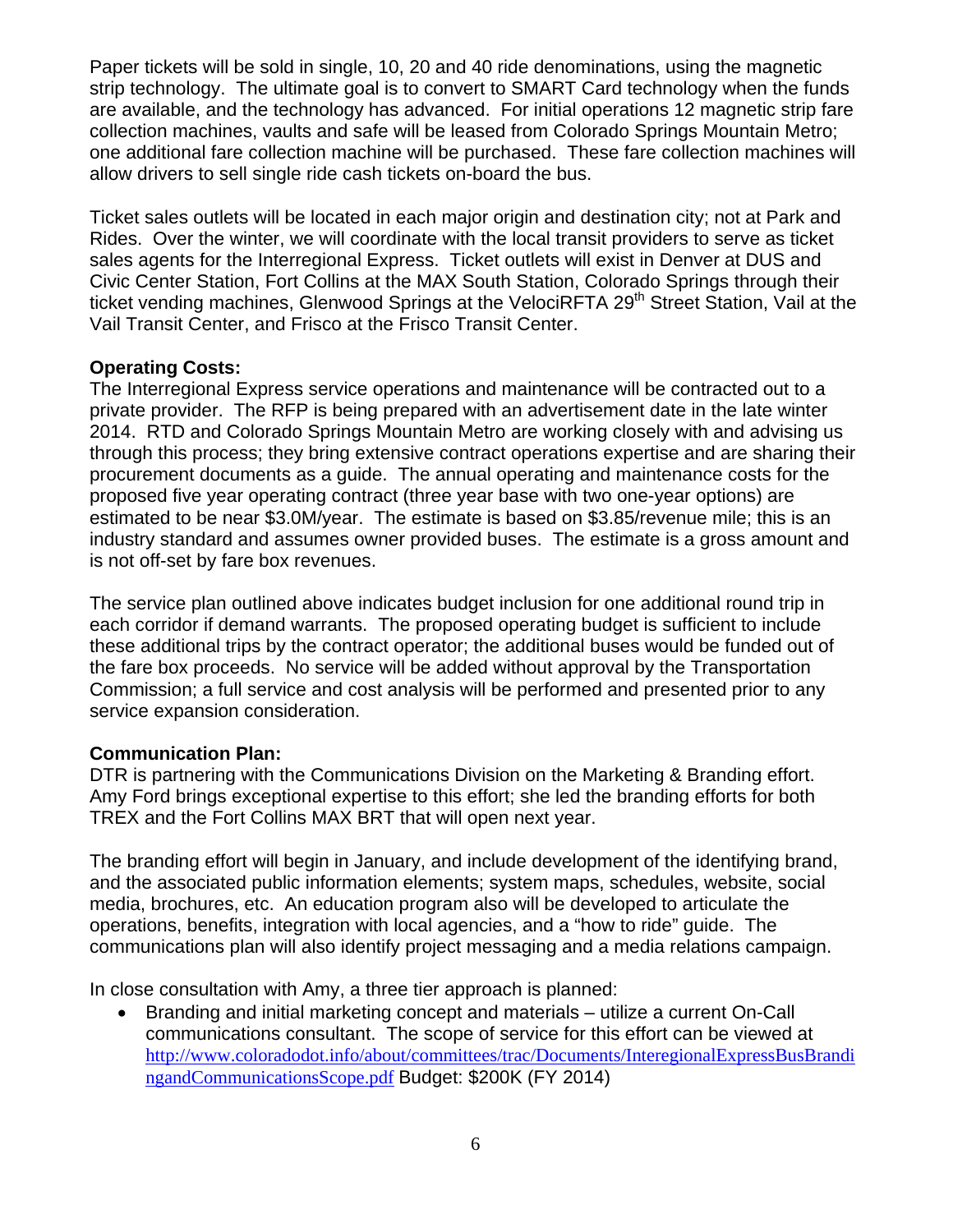Paper tickets will be sold in single, 10, 20 and 40 ride denominations, using the magnetic strip technology. The ultimate goal is to convert to SMART Card technology when the funds are available, and the technology has advanced. For initial operations 12 magnetic strip fare collection machines, vaults and safe will be leased from Colorado Springs Mountain Metro; one additional fare collection machine will be purchased. These fare collection machines will allow drivers to sell single ride cash tickets on-board the bus.

Ticket sales outlets will be located in each major origin and destination city; not at Park and Rides. Over the winter, we will coordinate with the local transit providers to serve as ticket sales agents for the Interregional Express. Ticket outlets will exist in Denver at DUS and Civic Center Station, Fort Collins at the MAX South Station, Colorado Springs through their ticket vending machines, Glenwood Springs at the VelociRFTA 29th Street Station, Vail at the Vail Transit Center, and Frisco at the Frisco Transit Center.

**Operating Costs:**
The Interregional Express service operations and maintenance will be contracted out to a private provider. The RFP is being prepared with an advertisement date in the late winter 2014. RTD and Colorado Springs Mountain Metro are working closely with and advising us through this process; they bring extensive contract operations expertise and are sharing their procurement documents as a guide. The annual operating and maintenance costs for the proposed five year operating contract (three year base with two one-year options) are estimated to be near $3.0M/year. The estimate is based on $3.85/revenue mile; this is an industry standard and assumes owner provided buses. The estimate is a gross amount and is not off-set by fare box revenues.

The service plan outlined above indicates budget inclusion for one additional round trip in each corridor if demand warrants. The proposed operating budget is sufficient to include these additional trips by the contract operator; the additional buses would be funded out of the fare box proceeds. No service will be added without approval by the Transportation Commission; a full service and cost analysis will be performed and presented prior to any service expansion consideration.

**Communication Plan:**
DTR is partnering with the Communications Division on the Marketing & Branding effort. Amy Ford brings exceptional expertise to this effort; she led the branding efforts for both TREX and the Fort Collins MAX BRT that will open next year.

The branding effort will begin in January, and include development of the identifying brand, and the associated public information elements; system maps, schedules, website, social media, brochures, etc. An education program also will be developed to articulate the operations, benefits, integration with local agencies, and a "how to ride" guide. The communications plan will also identify project messaging and a media relations campaign.

In close consultation with Amy, a three tier approach is planned:

- Branding and initial marketing concept and materials – utilize a current On-Call communications consultant. The scope of service for this effort can be viewed at http://www.coloradodot.info/about/committees/trac/Documents/InteregionalExpressBusBrandingandCommunicationsScope.pdf Budget: $200K (FY 2014)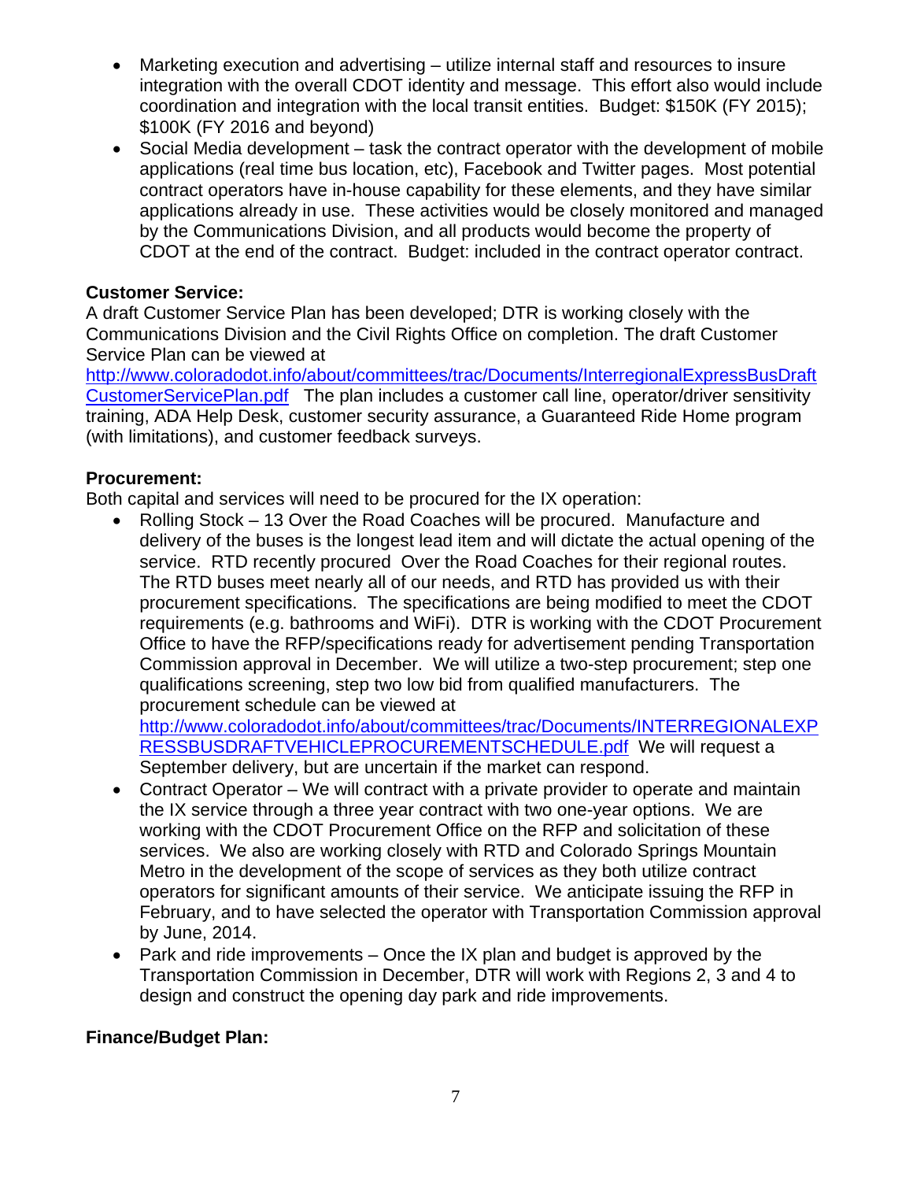- Marketing execution and advertising – utilize internal staff and resources to insure integration with the overall CDOT identity and message. This effort also would include coordination and integration with the local transit entities. Budget: $150K (FY 2015); $100K (FY 2016 and beyond)
- Social Media development – task the contract operator with the development of mobile applications (real time bus location, etc), Facebook and Twitter pages. Most potential contract operators have in-house capability for these elements, and they have similar applications already in use. These activities would be closely monitored and managed by the Communications Division, and all products would become the property of CDOT at the end of the contract. Budget: included in the contract operator contract.

**Customer Service:**
A draft Customer Service Plan has been developed; DTR is working closely with the Communications Division and the Civil Rights Office on completion. The draft Customer Service Plan can be viewed at [http://www.coloradodot.info/about/committees/trac/Documents/InterregionalExpressBusDraftCustomerServicePlan.pdf](http://www.coloradodot.info/about/committees/trac/Documents/InterregionalExpressBusDraftCustomerServicePlan.pdf) The plan includes a customer call line, operator/driver sensitivity training, ADA Help Desk, customer security assurance, a Guaranteed Ride Home program (with limitations), and customer feedback surveys.

**Procurement:**
Both capital and services will need to be procured for the IX operation:

- Rolling Stock – 13 Over the Road Coaches will be procured. Manufacture and delivery of the buses is the longest lead item and will dictate the actual opening of the service. RTD recently procured Over the Road Coaches for their regional routes. The RTD buses meet nearly all of our needs, and RTD has provided us with their procurement specifications. The specifications are being modified to meet the CDOT requirements (e.g. bathrooms and WiFi). DTR is working with the CDOT Procurement Office to have the RFP/specifications ready for advertisement pending Transportation Commission approval in December. We will utilize a two-step procurement; step one qualifications screening, step two low bid from qualified manufacturers. The procurement schedule can be viewed at [http://www.coloradodot.info/about/committees/trac/Documents/INTERREGIONALEXPRESSBUSDRAFTVEHICLEPROCUREMENTSCHEDULE.pdf](http://www.coloradodot.info/about/committees/trac/Documents/INTERREGIONALEXPRESSBUSDRAFTVEHICLEPROCUREMENTSCHEDULE.pdf) We will request a September delivery, but are uncertain if the market can respond.
- Contract Operator – We will contract with a private provider to operate and maintain the IX service through a three year contract with two one-year options. We are working with the CDOT Procurement Office on the RFP and solicitation of these services. We also are working closely with RTD and Colorado Springs Mountain Metro in the development of the scope of services as they both utilize contract operators for significant amounts of their service. We anticipate issuing the RFP in February, and to have selected the operator with Transportation Commission approval by June, 2014.
- Park and ride improvements – Once the IX plan and budget is approved by the Transportation Commission in December, DTR will work with Regions 2, 3 and 4 to design and construct the opening day park and ride improvements.

**Finance/Budget Plan:**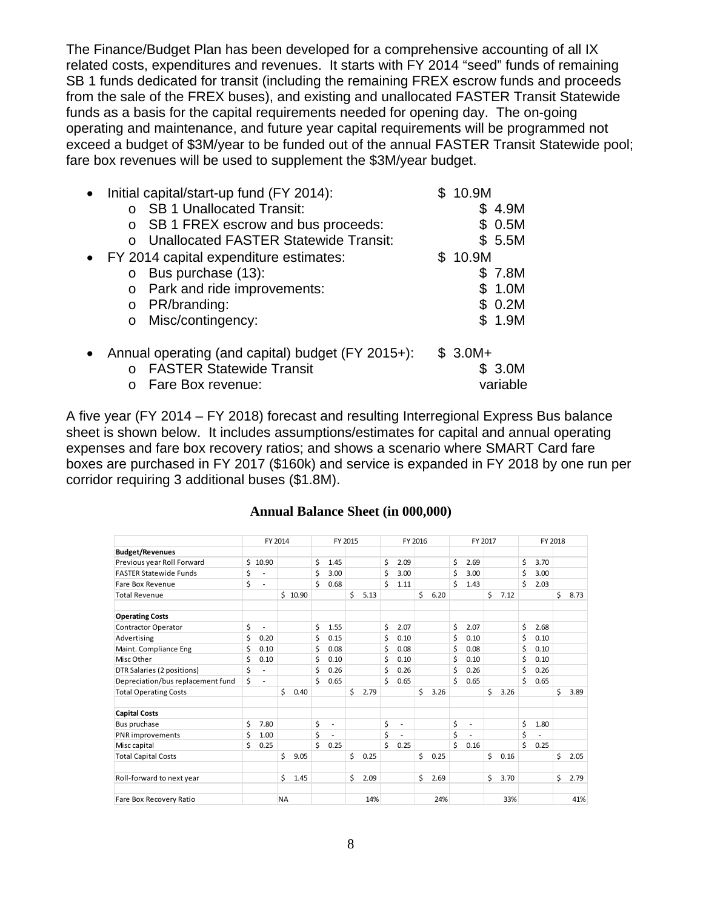The Finance/Budget Plan has been developed for a comprehensive accounting of all IX related costs, expenditures and revenues. It starts with FY 2014 "seed" funds of remaining SB 1 funds dedicated for transit (including the remaining FREX escrow funds and proceeds from the sale of the FREX buses), and existing and unallocated FASTER Transit Statewide funds as a basis for the capital requirements needed for opening day. The on-going operating and maintenance, and future year capital requirements will be programmed not exceed a budget of $3M/year to be funded out of the annual FASTER Transit Statewide pool; fare box revenues will be used to supplement the $3M/year budget.

- Initial capital/start-up fund (FY 2014): $ 10.9M
  - SB 1 Unallocated Transit: $ 4.9M
  - SB 1 FREX escrow and bus proceeds: $ 0.5M
  - Unallocated FASTER Statewide Transit: $ 5.5M
- FY 2014 capital expenditure estimates: $ 10.9M
  - Bus purchase (13): $ 7.8M
  - Park and ride improvements: $ 1.0M
  - PR/branding: $ 0.2M
  - Misc/contingency: $ 1.9M
- Annual operating (and capital) budget (FY 2015+): $ 3.0M+
  - FASTER Statewide Transit $ 3.0M
  - Fare Box revenue: variable

A five year (FY 2014 – FY 2018) forecast and resulting Interregional Express Bus balance sheet is shown below. It includes assumptions/estimates for capital and annual operating expenses and fare box recovery ratios; and shows a scenario where SMART Card fare boxes are purchased in FY 2017 ($160k) and service is expanded in FY 2018 by one run per corridor requiring 3 additional buses ($1.8M).

**Annual Balance Sheet (in 000,000)**

| | FY 2014 | | FY 2015 | | FY 2016 | | FY 2017 | | FY 2018 | |
|---|---|---|---|---|---|---|---|---|---|---|
| **Budget/Revenues** | | | | | | | | | | |
| Previous year Roll Forward | $ 10.90 | | $ 1.45 | | $ 2.09 | | $ 2.69 | | $ 3.70 | |
| FASTER Statewide Funds | $ - | | $ 3.00 | | $ 3.00 | | $ 3.00 | | $ 3.00 | |
| Fare Box Revenue | $ - | | $ 0.68 | | $ 1.11 | | $ 1.43 | | $ 2.03 | |
| Total Revenue | | $ 10.90 | | $ 5.13 | | $ 6.20 | | $ 7.12 | | $ 8.73 |
| | | | | | | | | | | |
| **Operating Costs** | | | | | | | | | | |
| Contractor Operator | $ - | | $ 1.55 | | $ 2.07 | | $ 2.07 | | $ 2.68 | |
| Advertising | $ 0.20 | | $ 0.15 | | $ 0.10 | | $ 0.10 | | $ 0.10 | |
| Maint. Compliance Eng | $ 0.10 | | $ 0.08 | | $ 0.08 | | $ 0.08 | | $ 0.10 | |
| Misc Other | $ 0.10 | | $ 0.10 | | $ 0.10 | | $ 0.10 | | $ 0.10 | |
| DTR Salaries (2 positions) | $ - | | $ 0.26 | | $ 0.26 | | $ 0.26 | | $ 0.26 | |
| Depreciation/bus replacement fund | $ - | | $ 0.65 | | $ 0.65 | | $ 0.65 | | $ 0.65 | |
| Total Operating Costs | | $ 0.40 | | $ 2.79 | | $ 3.26 | | $ 3.26 | | $ 3.89 |
| | | | | | | | | | | |
| **Capital Costs** | | | | | | | | | | |
| Bus pruchase | $ 7.80 | | $ - | | $ - | | $ - | | $ 1.80 | |
| PNR improvements | $ 1.00 | | $ - | | $ - | | $ - | | $ - | |
| Misc capital | $ 0.25 | | $ 0.25 | | $ 0.25 | | $ 0.16 | | $ 0.25 | |
| Total Capital Costs | | $ 9.05 | | $ 0.25 | | $ 0.25 | | $ 0.16 | | $ 2.05 |
| | | | | | | | | | | |
| Roll-forward to next year | | $ 1.45 | | $ 2.09 | | $ 2.69 | | $ 3.70 | | $ 2.79 |
| | | | | | | | | | | |
| Fare Box Recovery Ratio | | NA | | 14% | | 24% | | 33% | | 41% |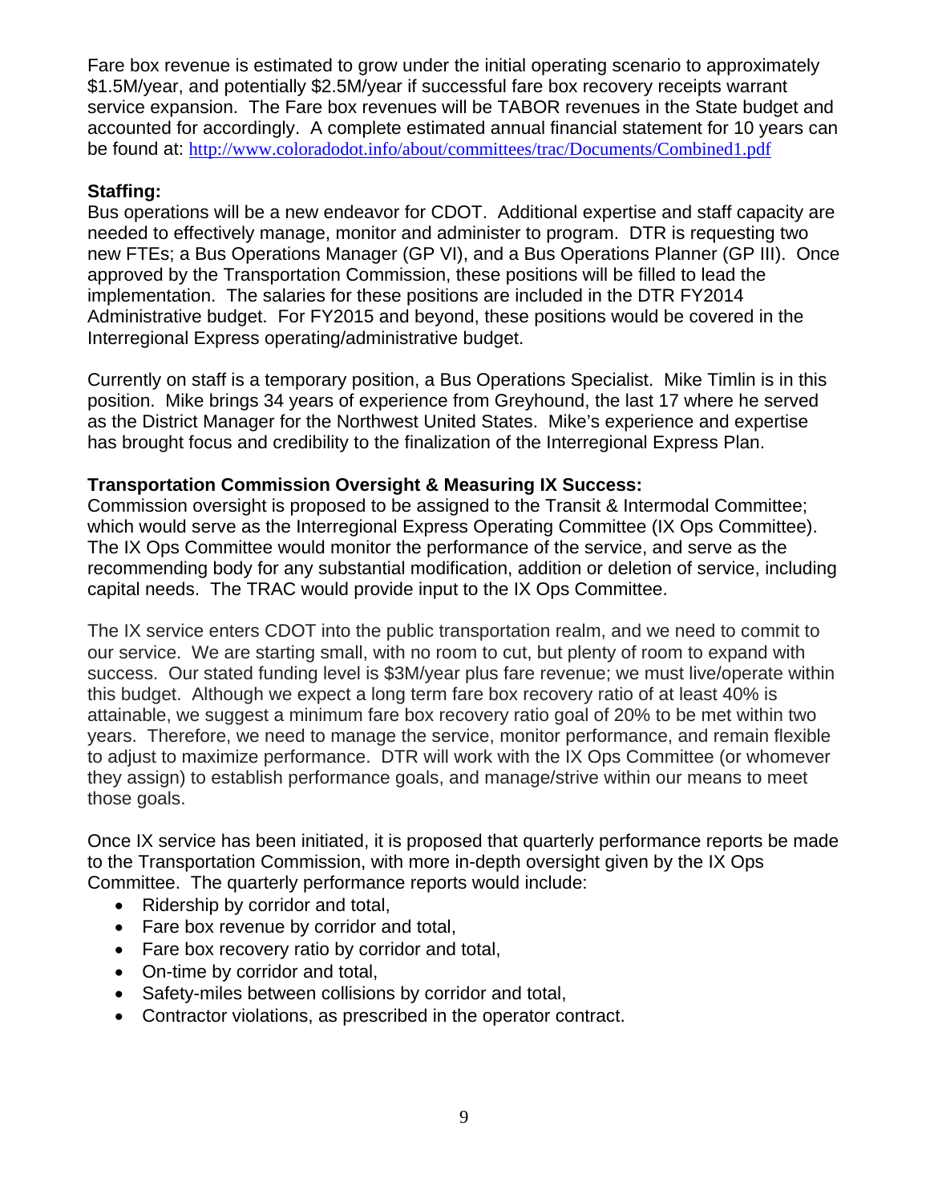Fare box revenue is estimated to grow under the initial operating scenario to approximately $1.5M/year, and potentially $2.5M/year if successful fare box recovery receipts warrant service expansion. The Fare box revenues will be TABOR revenues in the State budget and accounted for accordingly. A complete estimated annual financial statement for 10 years can be found at: http://www.coloradodot.info/about/committees/trac/Documents/Combined1.pdf

**Staffing:**
Bus operations will be a new endeavor for CDOT. Additional expertise and staff capacity are needed to effectively manage, monitor and administer to program. DTR is requesting two new FTEs; a Bus Operations Manager (GP VI), and a Bus Operations Planner (GP III). Once approved by the Transportation Commission, these positions will be filled to lead the implementation. The salaries for these positions are included in the DTR FY2014 Administrative budget. For FY2015 and beyond, these positions would be covered in the Interregional Express operating/administrative budget.

Currently on staff is a temporary position, a Bus Operations Specialist. Mike Timlin is in this position. Mike brings 34 years of experience from Greyhound, the last 17 where he served as the District Manager for the Northwest United States. Mike's experience and expertise has brought focus and credibility to the finalization of the Interregional Express Plan.

**Transportation Commission Oversight & Measuring IX Success:**
Commission oversight is proposed to be assigned to the Transit & Intermodal Committee; which would serve as the Interregional Express Operating Committee (IX Ops Committee). The IX Ops Committee would monitor the performance of the service, and serve as the recommending body for any substantial modification, addition or deletion of service, including capital needs. The TRAC would provide input to the IX Ops Committee.

The IX service enters CDOT into the public transportation realm, and we need to commit to our service. We are starting small, with no room to cut, but plenty of room to expand with success. Our stated funding level is $3M/year plus fare revenue; we must live/operate within this budget. Although we expect a long term fare box recovery ratio of at least 40% is attainable, we suggest a minimum fare box recovery ratio goal of 20% to be met within two years. Therefore, we need to manage the service, monitor performance, and remain flexible to adjust to maximize performance. DTR will work with the IX Ops Committee (or whomever they assign) to establish performance goals, and manage/strive within our means to meet those goals.

Once IX service has been initiated, it is proposed that quarterly performance reports be made to the Transportation Commission, with more in-depth oversight given by the IX Ops Committee. The quarterly performance reports would include:

- Ridership by corridor and total,
- Fare box revenue by corridor and total,
- Fare box recovery ratio by corridor and total,
- On-time by corridor and total,
- Safety-miles between collisions by corridor and total,
- Contractor violations, as prescribed in the operator contract.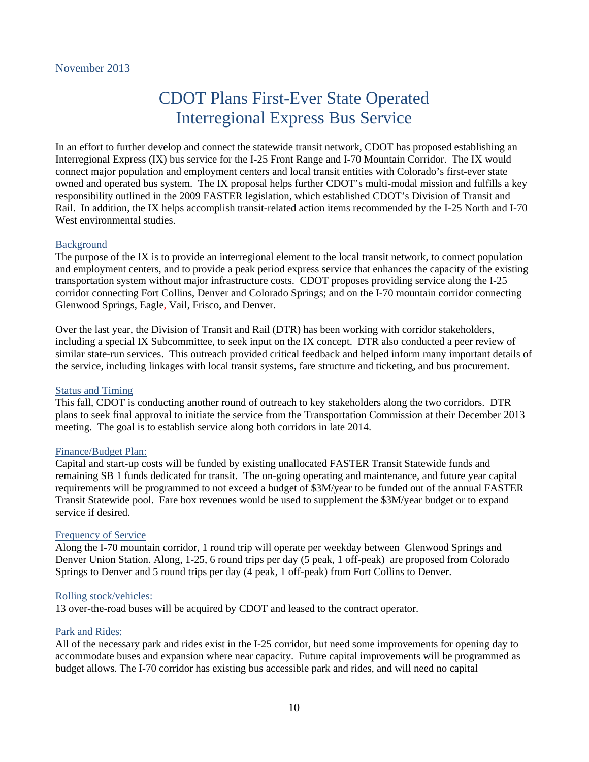November 2013

# CDOT Plans First-Ever State Operated Interregional Express Bus Service

In an effort to further develop and connect the statewide transit network, CDOT has proposed establishing an Interregional Express (IX) bus service for the I-25 Front Range and I-70 Mountain Corridor. The IX would connect major population and employment centers and local transit entities with Colorado's first-ever state owned and operated bus system. The IX proposal helps further CDOT's multi-modal mission and fulfills a key responsibility outlined in the 2009 FASTER legislation, which established CDOT's Division of Transit and Rail. In addition, the IX helps accomplish transit-related action items recommended by the I-25 North and I-70 West environmental studies.

## Background

The purpose of the IX is to provide an interregional element to the local transit network, to connect population and employment centers, and to provide a peak period express service that enhances the capacity of the existing transportation system without major infrastructure costs. CDOT proposes providing service along the I-25 corridor connecting Fort Collins, Denver and Colorado Springs; and on the I-70 mountain corridor connecting Glenwood Springs, Eagle, Vail, Frisco, and Denver.

Over the last year, the Division of Transit and Rail (DTR) has been working with corridor stakeholders, including a special IX Subcommittee, to seek input on the IX concept. DTR also conducted a peer review of similar state-run services. This outreach provided critical feedback and helped inform many important details of the service, including linkages with local transit systems, fare structure and ticketing, and bus procurement.

## Status and Timing

This fall, CDOT is conducting another round of outreach to key stakeholders along the two corridors. DTR plans to seek final approval to initiate the service from the Transportation Commission at their December 2013 meeting. The goal is to establish service along both corridors in late 2014.

## Finance/Budget Plan:

Capital and start-up costs will be funded by existing unallocated FASTER Transit Statewide funds and remaining SB 1 funds dedicated for transit. The on-going operating and maintenance, and future year capital requirements will be programmed to not exceed a budget of $3M/year to be funded out of the annual FASTER Transit Statewide pool. Fare box revenues would be used to supplement the $3M/year budget or to expand service if desired.

## Frequency of Service

Along the I-70 mountain corridor, 1 round trip will operate per weekday between Glenwood Springs and Denver Union Station. Along, 1-25, 6 round trips per day (5 peak, 1 off-peak) are proposed from Colorado Springs to Denver and 5 round trips per day (4 peak, 1 off-peak) from Fort Collins to Denver.

## Rolling stock/vehicles:

13 over-the-road buses will be acquired by CDOT and leased to the contract operator.

## Park and Rides:

All of the necessary park and rides exist in the I-25 corridor, but need some improvements for opening day to accommodate buses and expansion where near capacity. Future capital improvements will be programmed as budget allows. The I-70 corridor has existing bus accessible park and rides, and will need no capital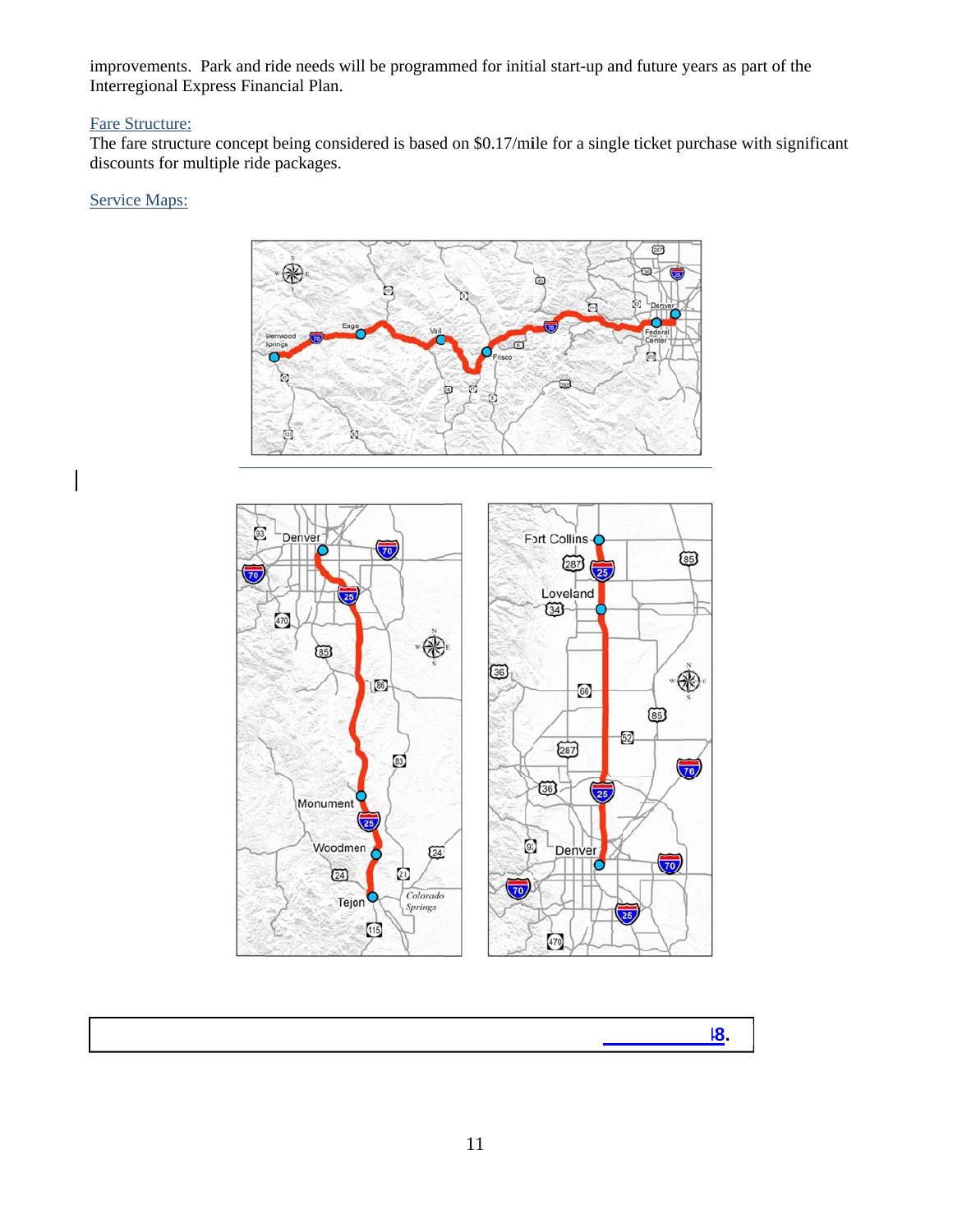improvements. Park and ride needs will be programmed for initial start-up and future years as part of the Interregional Express Financial Plan.

Fare Structure:

The fare structure concept being considered is based on $0.17/mile for a single ticket purchase with significant discounts for multiple ride packages.

Service Maps:

Glenwood Springs
Eagle
Vail
Frisco
Denver
Federal Center

Denver
Monument
Woodmen
Tejon
Colorado Springs

Fort Collins
Loveland
Denver

8.